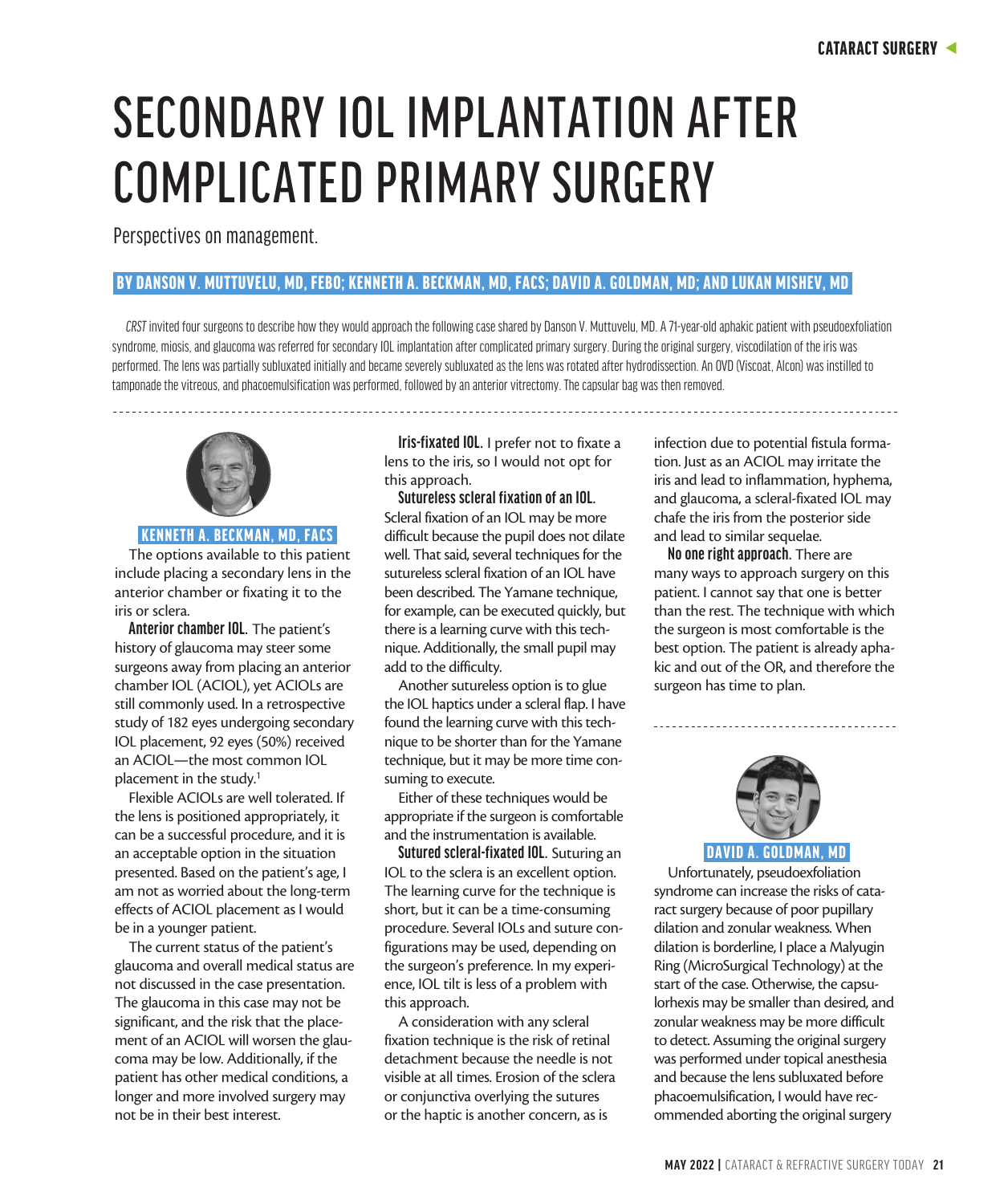# SECONDARY IOL IMPLANTATION AFTER COMPLICATED PRIMARY SURGERY

Perspectives on management.

**BY DANSON V. MUTTUVELU, MD, FEBO; KENNETH A. BECKMAN, MD, FACS; DAVID A. GOLDMAN, MD; AND LUKAN MISHEV, MD**

*CRST* invited four surgeons to describe how they would approach the following case shared by Danson V. Muttuvelu, MD. A 71-year-old aphakic patient with pseudoexfoliation syndrome, miosis, and glaucoma was referred for secondary IOL implantation after complicated primary surgery. During the original surgery, viscodilation of the iris was performed. The lens was partially subluxated initially and became severely subluxated as the lens was rotated after hydrodissection. An OVD (Viscoat, Alcon) was instilled to tamponade the vitreous, and phacoemulsification was performed, followed by an anterior vitrectomy. The capsular bag was then removed.

## KENNETH A. BECKMAN, MD, FACS

The options available to this patient include placing a secondary lens in the anterior chamber or fixating it to the iris or sclera.

**Anterior chamber IOL.** The patient's history of glaucoma may steer some surgeons away from placing an anterior chamber IOL (ACIOL), yet ACIOLs are still commonly used. In a retrospective study of 182 eyes undergoing secondary IOL placement, 92 eyes (50%) received an ACIOL—the most common IOL placement in the study.[1]

Flexible ACIOLs are well tolerated. If the lens is positioned appropriately, it can be a successful procedure, and it is an acceptable option in the situation presented. Based on the patient's age, I am not as worried about the long-term effects of ACIOL placement as I would be in a younger patient.

The current status of the patient's glaucoma and overall medical status are not discussed in the case presentation. The glaucoma in this case may not be significant, and the risk that the placement of an ACIOL will worsen the glaucoma may be low. Additionally, if the patient has other medical conditions, a longer and more involved surgery may not be in their best interest.

**Iris-fixated IOL.** I prefer not to fixate a lens to the iris, so I would not opt for this approach.

**Sutureless scleral fixation of an IOL.** Scleral fixation of an IOL may be more difficult because the pupil does not dilate well. That said, several techniques for the sutureless scleral fixation of an IOL have been described. The Yamane technique, for example, can be executed quickly, but there is a learning curve with this technique. Additionally, the small pupil may add to the difficulty.

Another sutureless option is to glue the IOL haptics under a scleral flap. I have found the learning curve with this technique to be shorter than for the Yamane technique, but it may be more time consuming to execute.

Either of these techniques would be appropriate if the surgeon is comfortable and the instrumentation is available.

**Sutured scleral-fixated IOL.** Suturing an IOL to the sclera is an excellent option. The learning curve for the technique is short, but it can be a time-consuming procedure. Several IOLs and suture configurations may be used, depending on the surgeon's preference. In my experience, IOL tilt is less of a problem with this approach.

A consideration with any scleral fixation technique is the risk of retinal detachment because the needle is not visible at all times. Erosion of the sclera or conjunctiva overlying the sutures or the haptic is another concern, as is infection due to potential fistula formation. Just as an ACIOL may irritate the iris and lead to inflammation, hyphema, and glaucoma, a scleral-fixated IOL may chafe the iris from the posterior side and lead to similar sequelae.

**No one right approach.** There are many ways to approach surgery on this patient. I cannot say that one is better than the rest. The technique with which the surgeon is most comfortable is the best option. The patient is already aphakic and out of the OR, and therefore the surgeon has time to plan.

## DAVID A. GOLDMAN, MD

Unfortunately, pseudoexfoliation syndrome can increase the risks of cataract surgery because of poor pupillary dilation and zonular weakness. When dilation is borderline, I place a Malyugin Ring (MicroSurgical Technology) at the start of the case. Otherwise, the capsulorhexis may be smaller than desired, and zonular weakness may be more difficult to detect. Assuming the original surgery was performed under topical anesthesia and because the lens subluxated before phacoemulsification, I would have recommended aborting the original surgery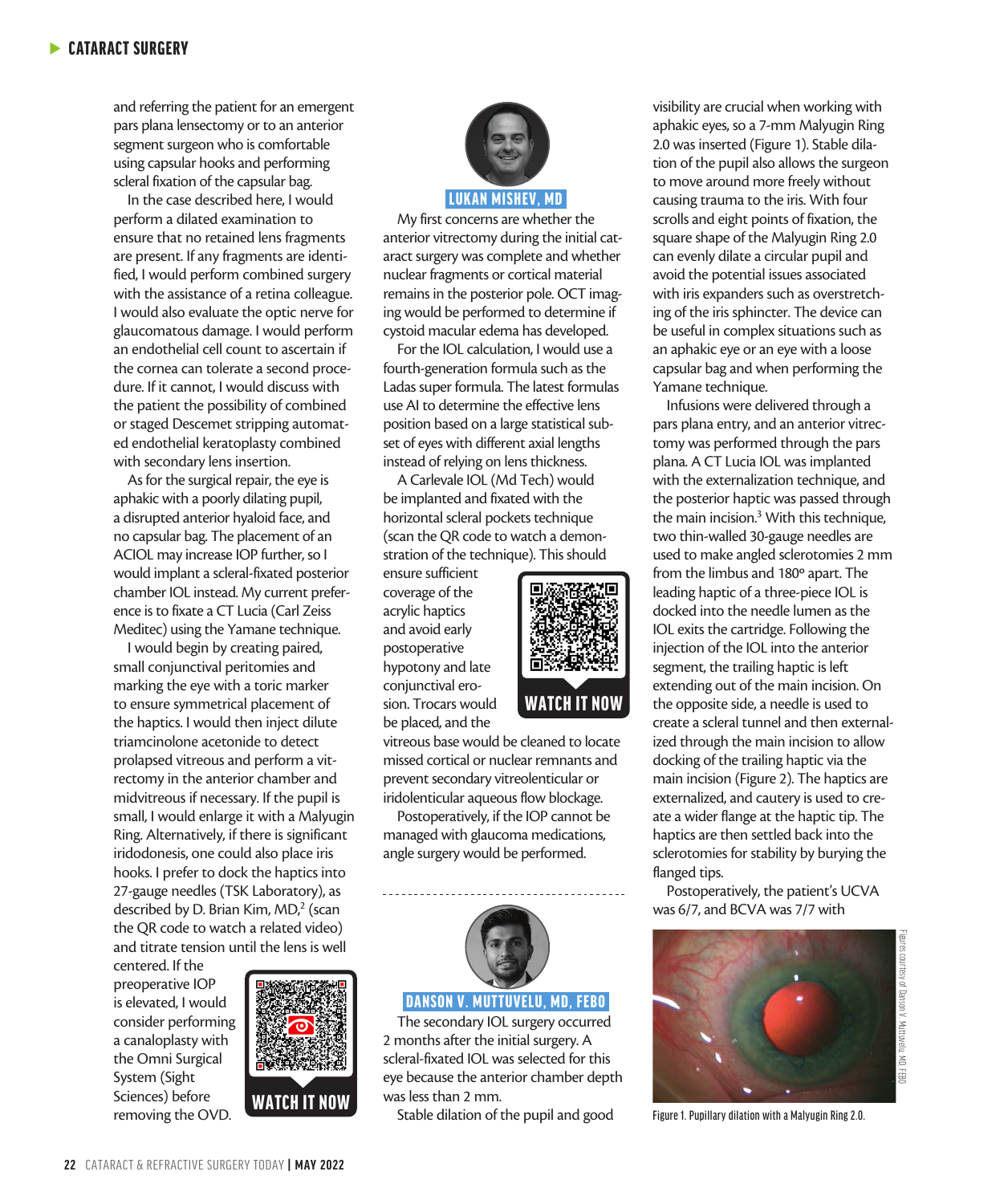and referring the patient for an emergent pars plana lensectomy or to an anterior segment surgeon who is comfortable using capsular hooks and performing scleral fixation of the capsular bag.

In the case described here, I would perform a dilated examination to ensure that no retained lens fragments are present. If any fragments are identified, I would perform combined surgery with the assistance of a retina colleague. I would also evaluate the optic nerve for glaucomatous damage. I would perform an endothelial cell count to ascertain if the cornea can tolerate a second procedure. If it cannot, I would discuss with the patient the possibility of combined or staged Descemet stripping automated endothelial keratoplasty combined with secondary lens insertion.

As for the surgical repair, the eye is aphakic with a poorly dilating pupil, a disrupted anterior hyaloid face, and no capsular bag. The placement of an ACIOL may increase IOP further, so I would implant a scleral-fixated posterior chamber IOL instead. My current preference is to fixate a CT Lucia (Carl Zeiss Meditec) using the Yamane technique.

I would begin by creating paired, small conjunctival peritomies and marking the eye with a toric marker to ensure symmetrical placement of the haptics. I would then inject dilute triamcinolone acetonide to detect prolapsed vitreous and perform a vitrectomy in the anterior chamber and midvitreous if necessary. If the pupil is small, I would enlarge it with a Malyugin Ring. Alternatively, if there is significant iridodonesis, one could also place iris hooks. I prefer to dock the haptics into 27-gauge needles (TSK Laboratory), as described by D. Brian Kim, MD,[2] (scan the QR code to watch a related video) and titrate tension until the lens is well centered. If the preoperative IOP is elevated, I would consider performing a canaloplasty with the Omni Surgical System (Sight Sciences) before removing the OVD.

WATCH IT NOW

## LUKAN MISHEV, MD

My first concerns are whether the anterior vitrectomy during the initial cataract surgery was complete and whether nuclear fragments or cortical material remains in the posterior pole. OCT imaging would be performed to determine if cystoid macular edema has developed.

For the IOL calculation, I would use a fourth-generation formula such as the Ladas super formula. The latest formulas use AI to determine the effective lens position based on a large statistical subset of eyes with different axial lengths instead of relying on lens thickness.

A Carlevale IOL (Md Tech) would be implanted and fixated with the horizontal scleral pockets technique (scan the QR code to watch a demonstration of the technique). This should ensure sufficient coverage of the acrylic haptics and avoid early postoperative hypotony and late conjunctival erosion. Trocars would be placed, and the vitreous base would be cleaned to locate missed cortical or nuclear remnants and prevent secondary vitreolenticular or iridolenticular aqueous flow blockage.

WATCH IT NOW

Postoperatively, if the IOP cannot be managed with glaucoma medications, angle surgery would be performed.

## DANSON V. MUTTUVELU, MD, FEBO

The secondary IOL surgery occurred 2 months after the initial surgery. A scleral-fixated IOL was selected for this eye because the anterior chamber depth was less than 2 mm.

Stable dilation of the pupil and good visibility are crucial when working with aphakic eyes, so a 7-mm Malyugin Ring 2.0 was inserted (Figure 1). Stable dilation of the pupil also allows the surgeon to move around more freely without causing trauma to the iris. With four scrolls and eight points of fixation, the square shape of the Malyugin Ring 2.0 can evenly dilate a circular pupil and avoid the potential issues associated with iris expanders such as overstretching of the iris sphincter. The device can be useful in complex situations such as an aphakic eye or an eye with a loose capsular bag and when performing the Yamane technique.

Infusions were delivered through a pars plana entry, and an anterior vitrectomy was performed through the pars plana. A CT Lucia IOL was implanted with the externalization technique, and the posterior haptic was passed through the main incision.[3] With this technique, two thin-walled 30-gauge needles are used to make angled sclerotomies 2 mm from the limbus and 180º apart. The leading haptic of a three-piece IOL is docked into the needle lumen as the IOL exits the cartridge. Following the injection of the IOL into the anterior segment, the trailing haptic is left extending out of the main incision. On the opposite side, a needle is used to create a scleral tunnel and then externalized through the main incision to allow docking of the trailing haptic via the main incision (Figure 2). The haptics are externalized, and cautery is used to create a wider flange at the haptic tip. The haptics are then settled back into the sclerotomies for stability by burying the flanged tips.

Postoperatively, the patient's UCVA was 6/7, and BCVA was 7/7 with

Figures courtesy of Danson V. Muttuvelu, MD, FEBO

Figure 1. Pupillary dilation with a Malyugin Ring 2.0.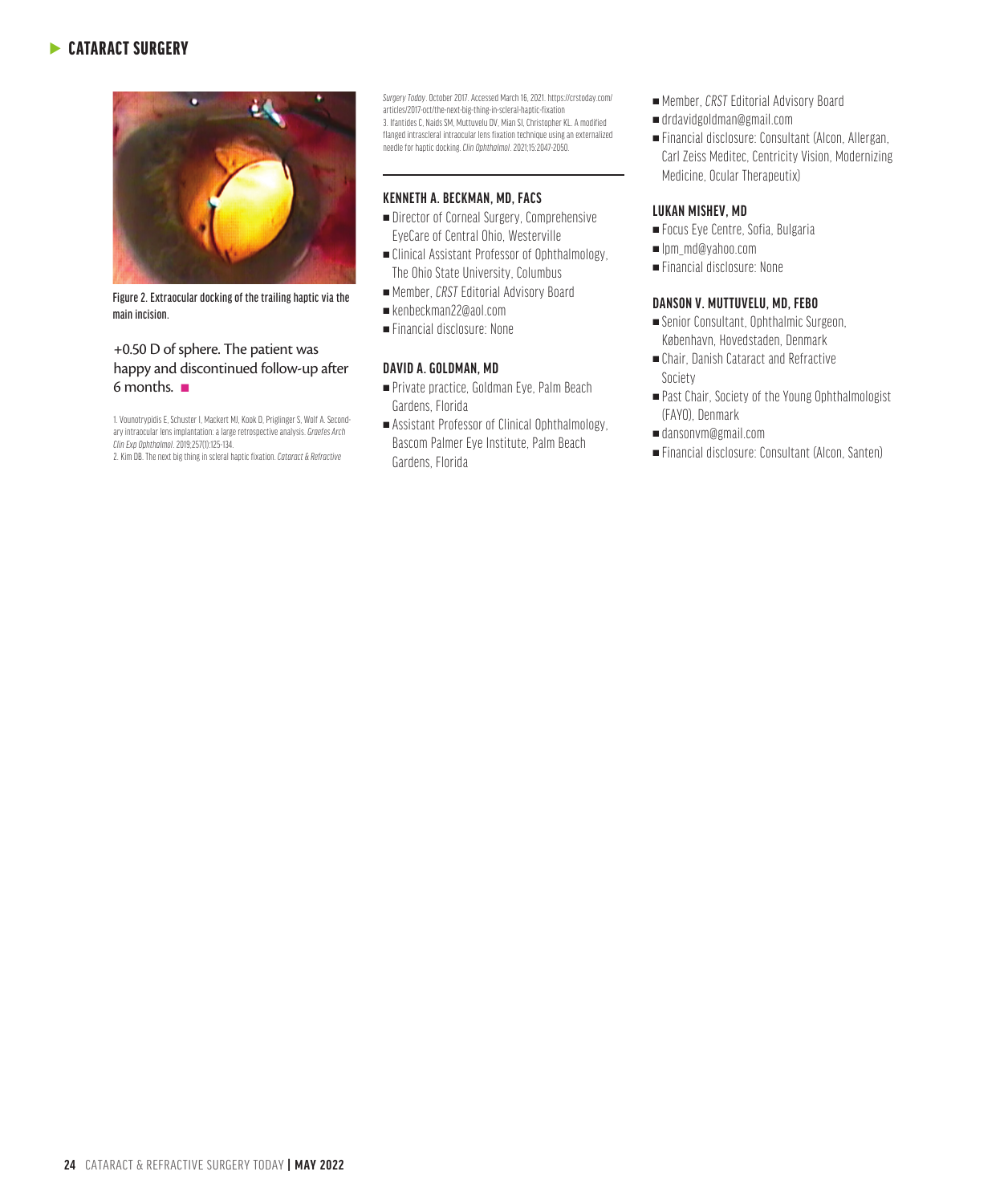Figure 2. Extraocular docking of the trailing haptic via the main incision.

+0.50 D of sphere. The patient was happy and discontinued follow-up after 6 months. ■

1. Vounotrypidis E, Schuster I, Mackert MJ, Kook D, Priglinger S, Wolf A. Secondary intraocular lens implantation: a large retrospective analysis. *Graefes Arch Clin Exp Ophthalmol*. 2019;257(1):125-134.
2. Kim DB. The next big thing in scleral haptic fixation. *Cataract & Refractive Surgery Today*. October 2017. Accessed March 16, 2021. https://crstoday.com/articles/2017-oct/the-next-big-thing-in-scleral-haptic-fixation
3. Ifantides C, Naids SM, Muttuvelu DV, Mian SI, Christopher KL. A modified flanged intrascleral intraocular lens fixation technique using an externalized needle for haptic docking. *Clin Ophthalmol*. 2021;15:2047-2050.

---

### KENNETH A. BECKMAN, MD, FACS

- Director of Corneal Surgery, Comprehensive EyeCare of Central Ohio, Westerville
- Clinical Assistant Professor of Ophthalmology, The Ohio State University, Columbus
- Member, *CRST* Editorial Advisory Board
- kenbeckman22@aol.com
- Financial disclosure: None

### DAVID A. GOLDMAN, MD

- Private practice, Goldman Eye, Palm Beach Gardens, Florida
- Assistant Professor of Clinical Ophthalmology, Bascom Palmer Eye Institute, Palm Beach Gardens, Florida
- Member, *CRST* Editorial Advisory Board
- drdavidgoldman@gmail.com
- Financial disclosure: Consultant (Alcon, Allergan, Carl Zeiss Meditec, Centricity Vision, Modernizing Medicine, Ocular Therapeutix)

### LUKAN MISHEV, MD

- Focus Eye Centre, Sofia, Bulgaria
- lpm_md@yahoo.com
- Financial disclosure: None

### DANSON V. MUTTUVELU, MD, FEBO

- Senior Consultant, Ophthalmic Surgeon, København, Hovedstaden, Denmark
- Chair, Danish Cataract and Refractive Society
- Past Chair, Society of the Young Ophthalmologist (FAYO), Denmark
- dansonvm@gmail.com
- Financial disclosure: Consultant (Alcon, Santen)